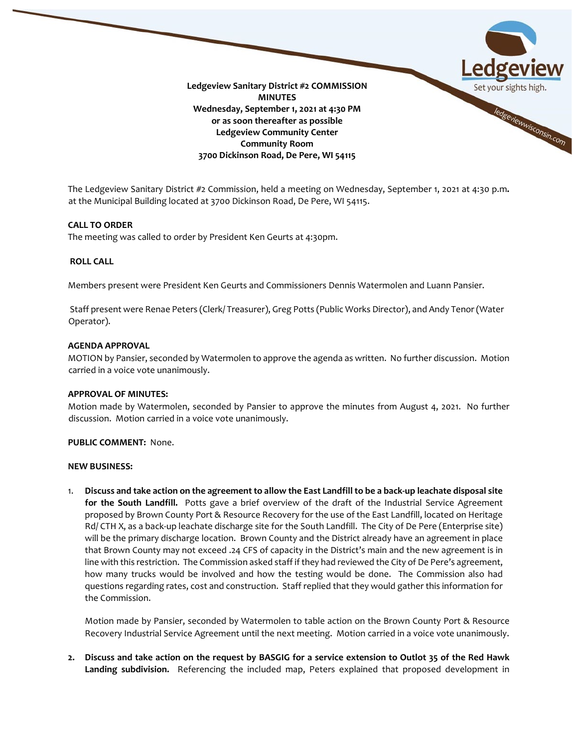**Ledgeview Sanitary District #2 COMMISSION MINUTES**
**Wednesday, September 1, 2021 at 4:30 PM**
**or as soon thereafter as possible**
**Ledgeview Community Center**
**Community Room**
**3700 Dickinson Road, De Pere, WI 54115**

The Ledgeview Sanitary District #2 Commission, held a meeting on Wednesday, September 1, 2021 at 4:30 p.m. at the Municipal Building located at 3700 Dickinson Road, De Pere, WI 54115.

**CALL TO ORDER**
The meeting was called to order by President Ken Geurts at 4:30pm.

**ROLL CALL**

Members present were President Ken Geurts and Commissioners Dennis Watermolen and Luann Pansier.

Staff present were Renae Peters (Clerk/ Treasurer), Greg Potts (Public Works Director), and Andy Tenor (Water Operator).

**AGENDA APPROVAL**
MOTION by Pansier, seconded by Watermolen to approve the agenda as written. No further discussion. Motion carried in a voice vote unanimously.

**APPROVAL OF MINUTES:**
Motion made by Watermolen, seconded by Pansier to approve the minutes from August 4, 2021. No further discussion. Motion carried in a voice vote unanimously.

**PUBLIC COMMENT:** None.

**NEW BUSINESS:**

1. **Discuss and take action on the agreement to allow the East Landfill to be a back-up leachate disposal site for the South Landfill.** Potts gave a brief overview of the draft of the Industrial Service Agreement proposed by Brown County Port & Resource Recovery for the use of the East Landfill, located on Heritage Rd/ CTH X, as a back-up leachate discharge site for the South Landfill. The City of De Pere (Enterprise site) will be the primary discharge location. Brown County and the District already have an agreement in place that Brown County may not exceed .24 CFS of capacity in the District's main and the new agreement is in line with this restriction. The Commission asked staff if they had reviewed the City of De Pere's agreement, how many trucks would be involved and how the testing would be done. The Commission also had questions regarding rates, cost and construction. Staff replied that they would gather this information for the Commission.

   Motion made by Pansier, seconded by Watermolen to table action on the Brown County Port & Resource Recovery Industrial Service Agreement until the next meeting. Motion carried in a voice vote unanimously.

2. **Discuss and take action on the request by BASGIG for a service extension to Outlot 35 of the Red Hawk Landing subdivision.** Referencing the included map, Peters explained that proposed development in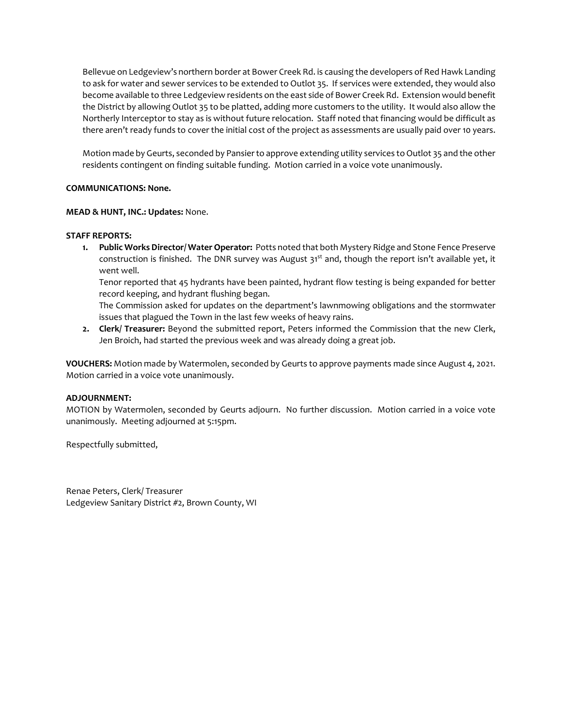Bellevue on Ledgeview's northern border at Bower Creek Rd. is causing the developers of Red Hawk Landing to ask for water and sewer services to be extended to Outlot 35. If services were extended, they would also become available to three Ledgeview residents on the east side of Bower Creek Rd. Extension would benefit the District by allowing Outlot 35 to be platted, adding more customers to the utility. It would also allow the Northerly Interceptor to stay as is without future relocation. Staff noted that financing would be difficult as there aren't ready funds to cover the initial cost of the project as assessments are usually paid over 10 years.

Motion made by Geurts, seconded by Pansier to approve extending utility services to Outlot 35 and the other residents contingent on finding suitable funding. Motion carried in a voice vote unanimously.

**COMMUNICATIONS: None.**

**MEAD & HUNT, INC.: Updates:** None.

**STAFF REPORTS:**

1. **Public Works Director/ Water Operator:** Potts noted that both Mystery Ridge and Stone Fence Preserve construction is finished. The DNR survey was August 31st and, though the report isn't available yet, it went well.
   Tenor reported that 45 hydrants have been painted, hydrant flow testing is being expanded for better record keeping, and hydrant flushing began.
   The Commission asked for updates on the department's lawnmowing obligations and the stormwater issues that plagued the Town in the last few weeks of heavy rains.
2. **Clerk/ Treasurer:** Beyond the submitted report, Peters informed the Commission that the new Clerk, Jen Broich, had started the previous week and was already doing a great job.

**VOUCHERS:** Motion made by Watermolen, seconded by Geurts to approve payments made since August 4, 2021. Motion carried in a voice vote unanimously.

**ADJOURNMENT:**
MOTION by Watermolen, seconded by Geurts adjourn. No further discussion. Motion carried in a voice vote unanimously. Meeting adjourned at 5:15pm.

Respectfully submitted,

Renae Peters, Clerk/ Treasurer
Ledgeview Sanitary District #2, Brown County, WI